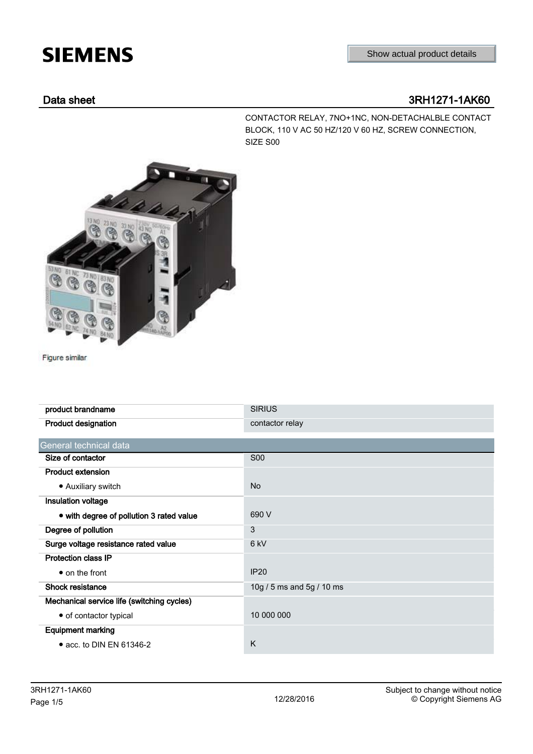# SIEMENS

Show actual product details

## Data sheet 3RH1271-1AK60

CONTACTOR RELAY, 7NO+1NC, NON-DETACHALBLE CONTACT BLOCK, 110 V AC 50 HZ/120 V 60 HZ, SCREW CONNECTION, SIZE S00

Figure similar

| | |
|---|---|
| **product brandname** | SIRIUS |
| **Product designation** | contactor relay |

| General technical data | |
|---|---|
| **Size of contactor** | S00 |
| **Product extension** | |
| • Auxiliary switch | No |
| **Insulation voltage** | |
| • **with degree of pollution 3 rated value** | 690 V |
| **Degree of pollution** | 3 |
| **Surge voltage resistance rated value** | 6 kV |
| **Protection class IP** | |
| • on the front | IP20 |
| **Shock resistance** | 10g / 5 ms and 5g / 10 ms |
| **Mechanical service life (switching cycles)** | |
| • of contactor typical | 10 000 000 |
| **Equipment marking** | |
| • acc. to DIN EN 61346-2 | K |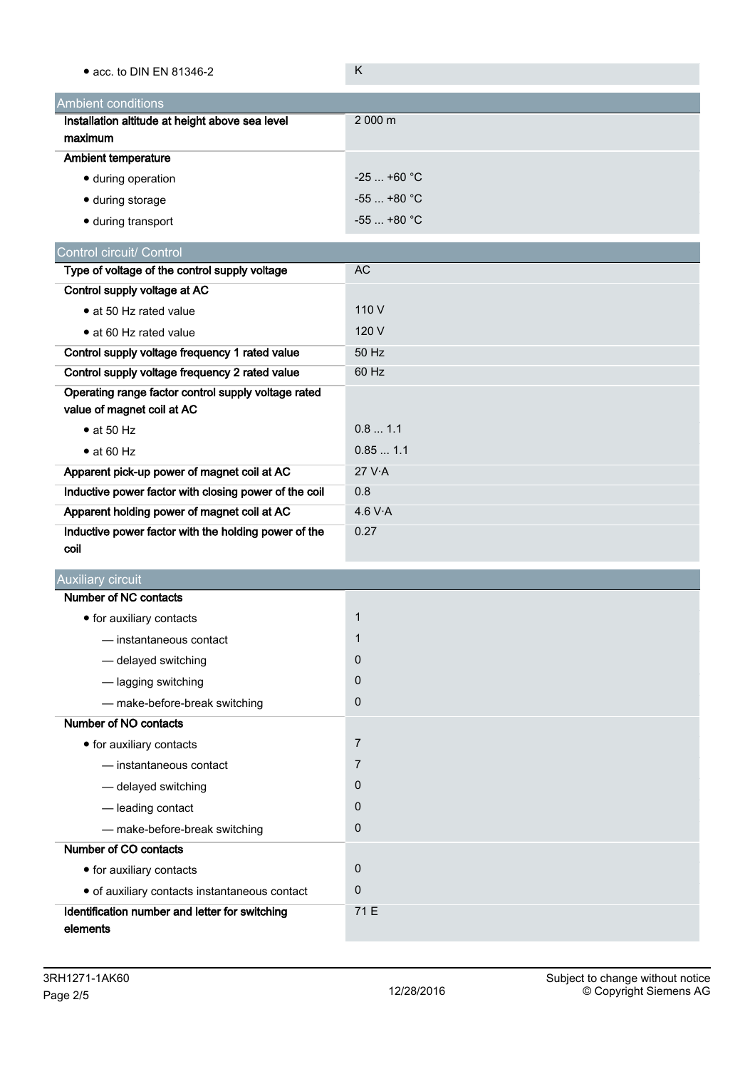| | |
|---|---|
| • acc. to DIN EN 81346-2 | K |

| Ambient conditions | |
|---|---|
| **Installation altitude at height above sea level maximum** | 2 000 m |
| **Ambient temperature** | |
| • during operation | -25 ... +60 °C |
| • during storage | -55 ... +80 °C |
| • during transport | -55 ... +80 °C |

| Control circuit/ Control | |
|---|---|
| **Type of voltage of the control supply voltage** | AC |
| **Control supply voltage at AC** | |
| • at 50 Hz rated value | 110 V |
| • at 60 Hz rated value | 120 V |
| **Control supply voltage frequency 1 rated value** | 50 Hz |
| **Control supply voltage frequency 2 rated value** | 60 Hz |
| **Operating range factor control supply voltage rated value of magnet coil at AC** | |
| • at 50 Hz | 0.8 ... 1.1 |
| • at 60 Hz | 0.85 ... 1.1 |
| **Apparent pick-up power of magnet coil at AC** | 27 V·A |
| **Inductive power factor with closing power of the coil** | 0.8 |
| **Apparent holding power of magnet coil at AC** | 4.6 V·A |
| **Inductive power factor with the holding power of the coil** | 0.27 |

| Auxiliary circuit | |
|---|---|
| **Number of NC contacts** | |
| • for auxiliary contacts | 1 |
| — instantaneous contact | 1 |
| — delayed switching | 0 |
| — lagging switching | 0 |
| — make-before-break switching | 0 |
| **Number of NO contacts** | |
| • for auxiliary contacts | 7 |
| — instantaneous contact | 7 |
| — delayed switching | 0 |
| — leading contact | 0 |
| — make-before-break switching | 0 |
| **Number of CO contacts** | |
| • for auxiliary contacts | 0 |
| • of auxiliary contacts instantaneous contact | 0 |
| **Identification number and letter for switching elements** | 71 E |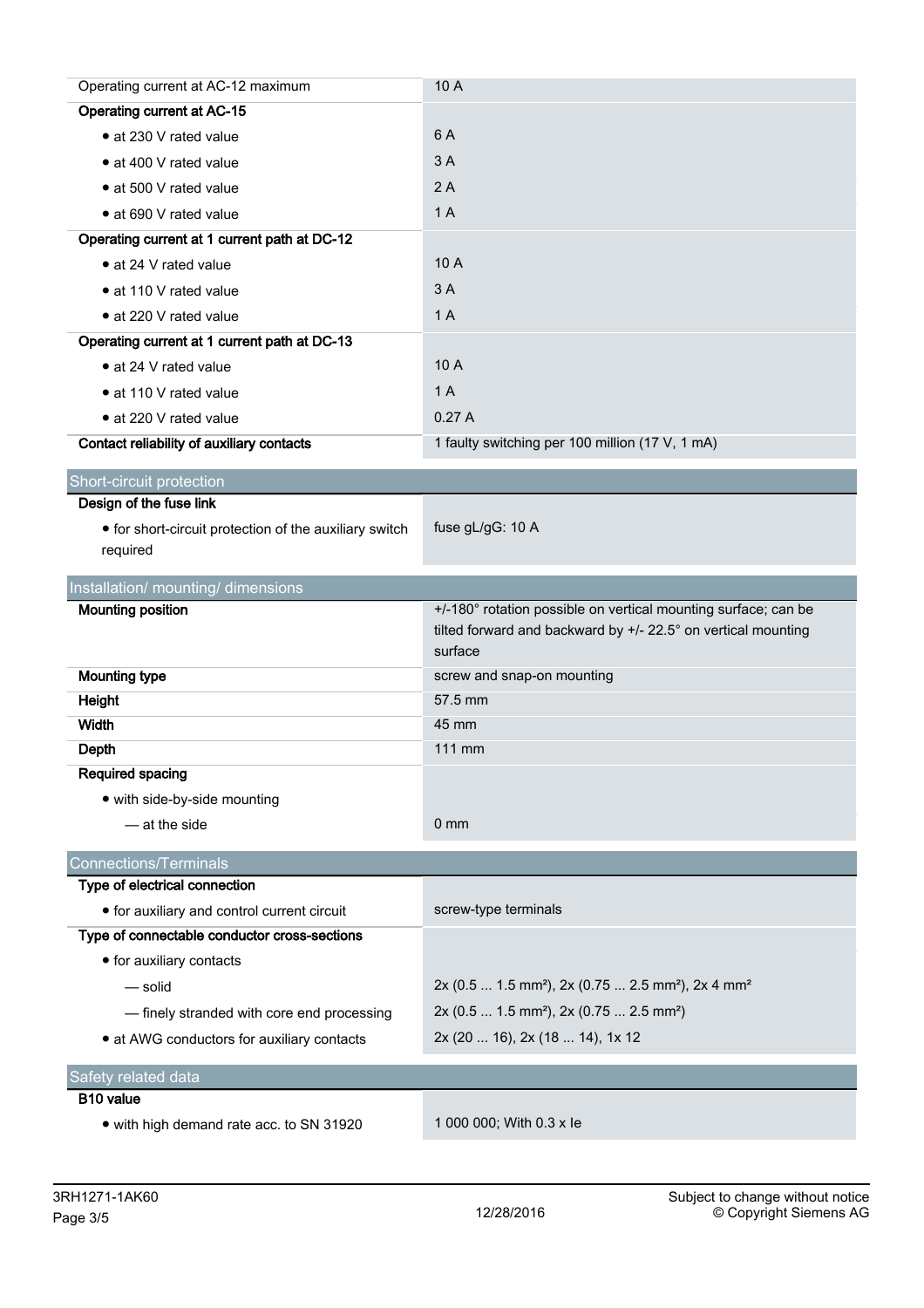| | |
|---|---|
| Operating current at AC-12 maximum | 10 A |
| **Operating current at AC-15** | |
| • at 230 V rated value | 6 A |
| • at 400 V rated value | 3 A |
| • at 500 V rated value | 2 A |
| • at 690 V rated value | 1 A |
| **Operating current at 1 current path at DC-12** | |
| • at 24 V rated value | 10 A |
| • at 110 V rated value | 3 A |
| • at 220 V rated value | 1 A |
| **Operating current at 1 current path at DC-13** | |
| • at 24 V rated value | 10 A |
| • at 110 V rated value | 1 A |
| • at 220 V rated value | 0.27 A |
| **Contact reliability of auxiliary contacts** | 1 faulty switching per 100 million (17 V, 1 mA) |

## Short-circuit protection

| | |
|---|---|
| **Design of the fuse link** | |
| • for short-circuit protection of the auxiliary switch required | fuse gL/gG: 10 A |

## Installation/ mounting/ dimensions

| | |
|---|---|
| **Mounting position** | +/-180° rotation possible on vertical mounting surface; can be tilted forward and backward by +/- 22.5° on vertical mounting surface |
| **Mounting type** | screw and snap-on mounting |
| **Height** | 57.5 mm |
| **Width** | 45 mm |
| **Depth** | 111 mm |
| **Required spacing** | |
| • with side-by-side mounting | |
| — at the side | 0 mm |

## Connections/Terminals

| | |
|---|---|
| **Type of electrical connection** | |
| • for auxiliary and control current circuit | screw-type terminals |
| **Type of connectable conductor cross-sections** | |
| • for auxiliary contacts | |
| — solid | 2x (0.5 ... 1.5 mm²), 2x (0.75 ... 2.5 mm²), 2x 4 mm² |
| — finely stranded with core end processing | 2x (0.5 ... 1.5 mm²), 2x (0.75 ... 2.5 mm²) |
| • at AWG conductors for auxiliary contacts | 2x (20 ... 16), 2x (18 ... 14), 1x 12 |

## Safety related data

| | |
|---|---|
| **B10 value** | |
| • with high demand rate acc. to SN 31920 | 1 000 000; With 0.3 x Ie |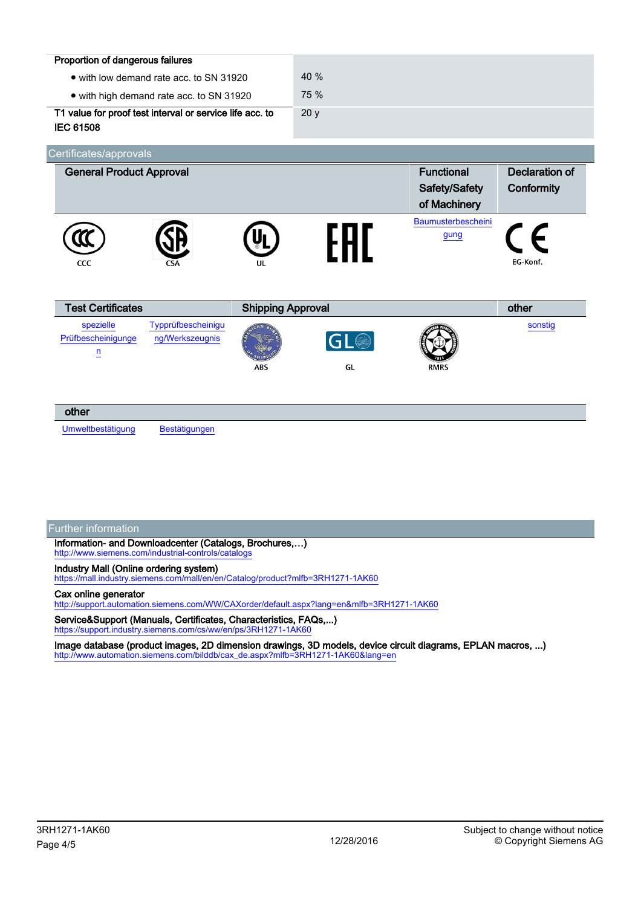| Proportion of dangerous failures | |
|---|---|
| • with low demand rate acc. to SN 31920 | 40 % |
| • with high demand rate acc. to SN 31920 | 75 % |
| T1 value for proof test interval or service life acc. to IEC 61508 | 20 y |

## Certificates/approvals

| General Product Approval | | | | Functional Safety/Safety of Machinery | Declaration of Conformity |
|---|---|---|---|---|---|
| CCC | CSA | UL | EAC | Baumusterbescheinigung | EG-Konf. |

| Test Certificates | | Shipping Approval | | | other |
|---|---|---|---|---|---|
| spezielle Prüfbescheinigungen | Typprüfbescheinigung/Werkszeugnis | ABS | GL | RMRS | sonstig |

| other | |
|---|---|
| Umweltbestätigung | Bestätigungen |

## Further information

**Information- and Downloadcenter (Catalogs, Brochures,…)**
http://www.siemens.com/industrial-controls/catalogs

**Industry Mall (Online ordering system)**
https://mall.industry.siemens.com/mall/en/en/Catalog/product?mlfb=3RH1271-1AK60

**Cax online generator**
http://support.automation.siemens.com/WW/CAXorder/default.aspx?lang=en&mlfb=3RH1271-1AK60

**Service&Support (Manuals, Certificates, Characteristics, FAQs,...)**
https://support.industry.siemens.com/cs/ww/en/ps/3RH1271-1AK60

**Image database (product images, 2D dimension drawings, 3D models, device circuit diagrams, EPLAN macros, ...)**
http://www.automation.siemens.com/bilddb/cax_de.aspx?mlfb=3RH1271-1AK60&lang=en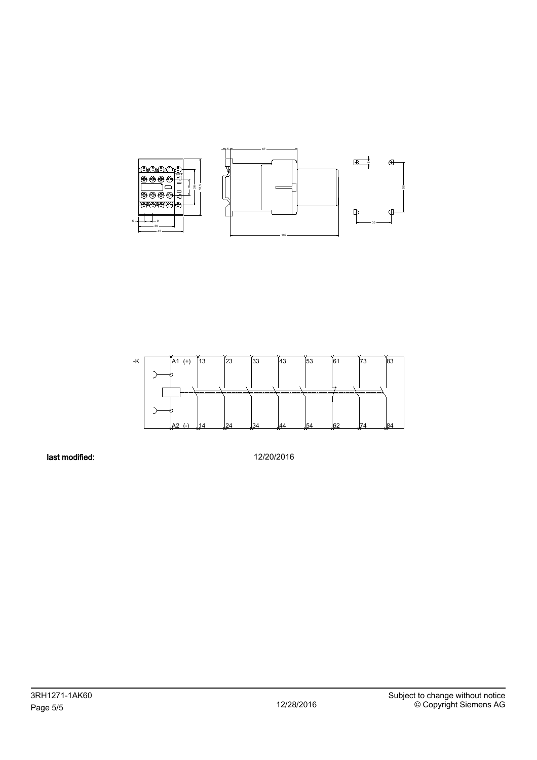5
9
36
45
57.5
36
16
5
67
109
5.5
50
35

-K
A1 (+)
13
23
33
43
53
61
73
83
A2 (-)
14
24
34
44
54
62
74
84

**last modified:** 12/20/2016